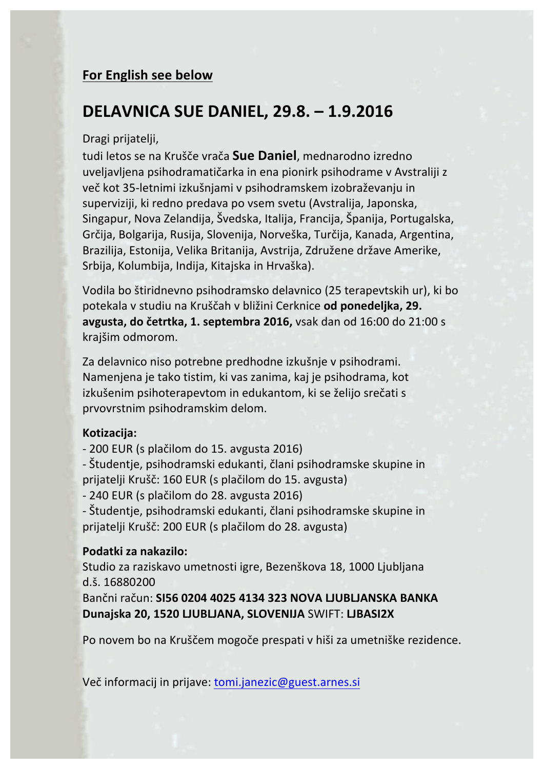**For English see below**

# DELAVNICA SUE DANIEL, 29.8. – 1.9.2016

Dragi prijatelji,
tudi letos se na Krušče vrača **Sue Daniel**, mednarodno izredno uveljavljena psihodramatičarka in ena pionirk psihodrame v Avstraliji z več kot 35-letnimi izkušnjami v psihodramskem izobraževanju in superviziji, ki redno predava po vsem svetu (Avstralija, Japonska, Singapur, Nova Zelandija, Švedska, Italija, Francija, Španija, Portugalska, Grčija, Bolgarija, Rusija, Slovenija, Norveška, Turčija, Kanada, Argentina, Brazilija, Estonija, Velika Britanija, Avstrija, Združene države Amerike, Srbija, Kolumbija, Indija, Kitajska in Hrvaška).

Vodila bo štiridnevno psihodramsko delavnico (25 terapevtskih ur), ki bo potekala v studiu na Kruščah v bližini Cerknice **od ponedeljka, 29. avgusta, do četrtka, 1. septembra 2016,** vsak dan od 16:00 do 21:00 s krajšim odmorom.

Za delavnico niso potrebne predhodne izkušnje v psihodrami. Namenjena je tako tistim, ki vas zanima, kaj je psihodrama, kot izkušenim psihoterapevtom in edukantom, ki se želijo srečati s prvovrstnim psihodramskim delom.

**Kotizacija:**
- 200 EUR (s plačilom do 15. avgusta 2016)
- Študentje, psihodramski edukanti, člani psihodramske skupine in prijatelji Krušč: 160 EUR (s plačilom do 15. avgusta)
- 240 EUR (s plačilom do 28. avgusta 2016)
- Študentje, psihodramski edukanti, člani psihodramske skupine in prijatelji Krušč: 200 EUR (s plačilom do 28. avgusta)

**Podatki za nakazilo:**
Studio za raziskavo umetnosti igre, Bezenškova 18, 1000 Ljubljana
d.š. 16880200
Bančni račun: **SI56 0204 4025 4134 323 NOVA LJUBLJANSKA BANKA Dunajska 20, 1520 LJUBLJANA, SLOVENIJA** SWIFT: **LJBASI2X**

Po novem bo na Kruščem mogoče prespati v hiši za umetniške rezidence.

Več informacij in prijave: tomi.janezic@guest.arnes.si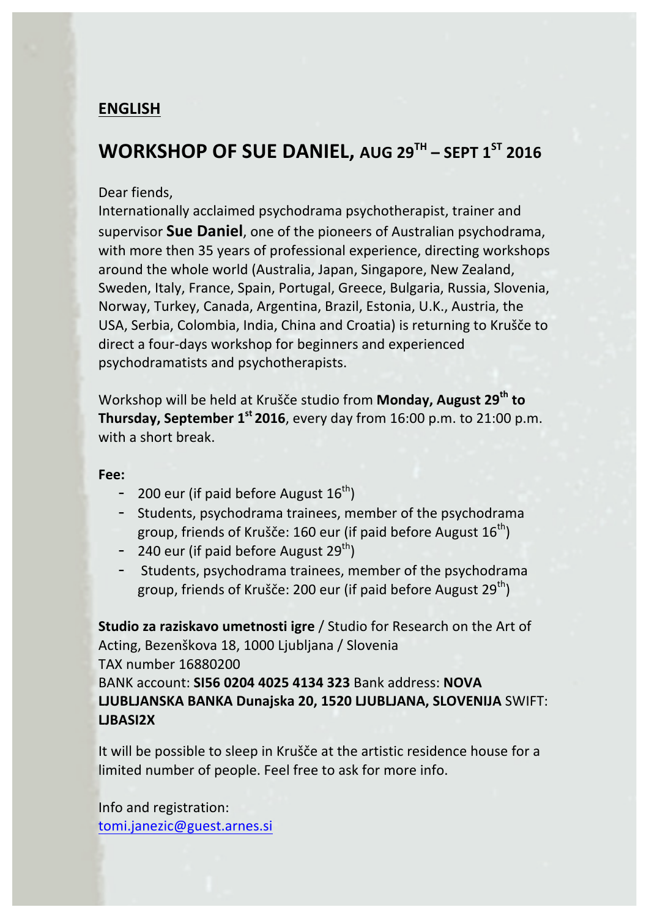## ENGLISH

# WORKSHOP OF SUE DANIEL, AUG 29TH – SEPT 1ST 2016

Dear fiends,
Internationally acclaimed psychodrama psychotherapist, trainer and supervisor **Sue Daniel**, one of the pioneers of Australian psychodrama, with more then 35 years of professional experience, directing workshops around the whole world (Australia, Japan, Singapore, New Zealand, Sweden, Italy, France, Spain, Portugal, Greece, Bulgaria, Russia, Slovenia, Norway, Turkey, Canada, Argentina, Brazil, Estonia, U.K., Austria, the USA, Serbia, Colombia, India, China and Croatia) is returning to Krušče to direct a four-days workshop for beginners and experienced psychodramatists and psychotherapists.

Workshop will be held at Krušče studio from **Monday, August 29th to Thursday, September 1st 2016**, every day from 16:00 p.m. to 21:00 p.m. with a short break.

**Fee:**

- 200 eur (if paid before August 16th)
- Students, psychodrama trainees, member of the psychodrama group, friends of Krušče: 160 eur (if paid before August 16th)
- 240 eur (if paid before August 29th)
- Students, psychodrama trainees, member of the psychodrama group, friends of Krušče: 200 eur (if paid before August 29th)

**Studio za raziskavo umetnosti igre** / Studio for Research on the Art of Acting, Bezenškova 18, 1000 Ljubljana / Slovenia
TAX number 16880200
BANK account: **SI56 0204 4025 4134 323** Bank address: **NOVA LJUBLJANSKA BANKA Dunajska 20, 1520 LJUBLJANA, SLOVENIJA** SWIFT: **LJBASI2X**

It will be possible to sleep in Krušče at the artistic residence house for a limited number of people. Feel free to ask for more info.

Info and registration:
tomi.janezic@guest.arnes.si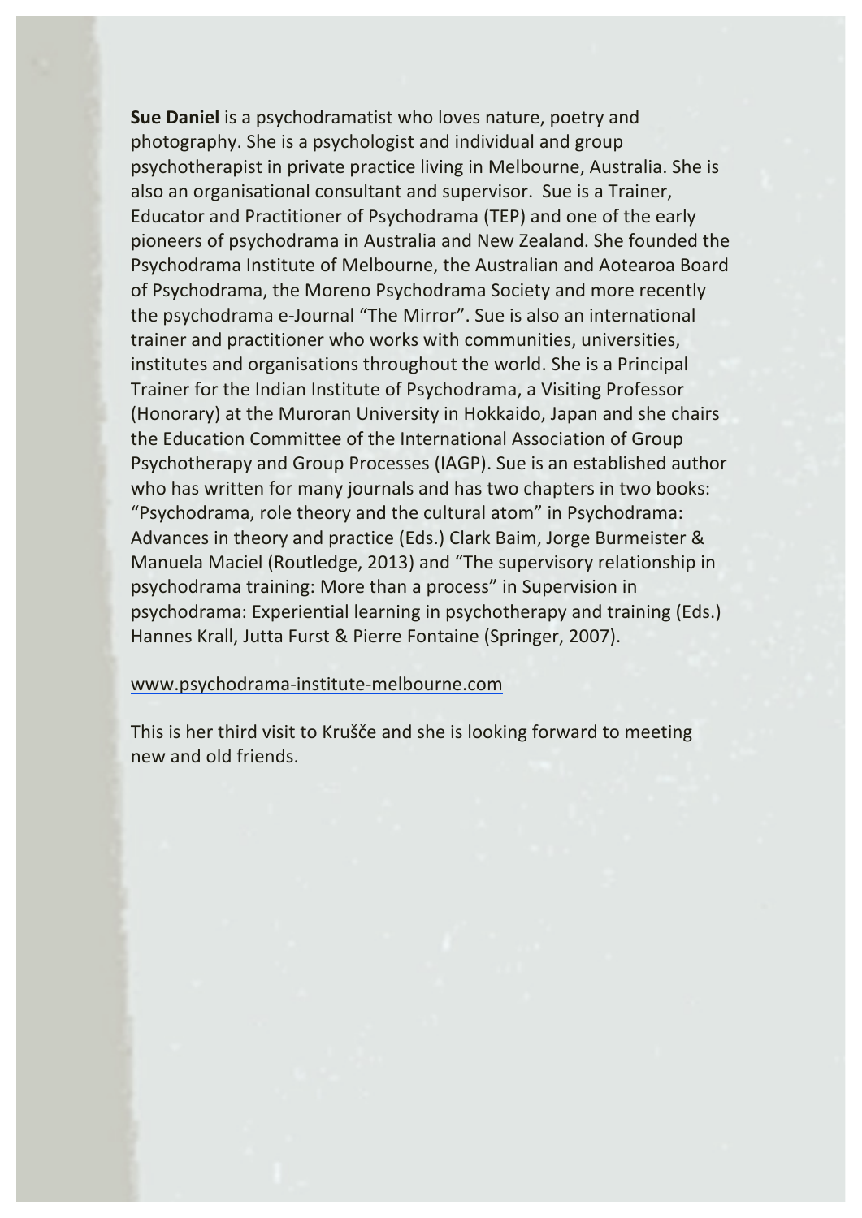**Sue Daniel** is a psychodramatist who loves nature, poetry and photography. She is a psychologist and individual and group psychotherapist in private practice living in Melbourne, Australia. She is also an organisational consultant and supervisor. Sue is a Trainer, Educator and Practitioner of Psychodrama (TEP) and one of the early pioneers of psychodrama in Australia and New Zealand. She founded the Psychodrama Institute of Melbourne, the Australian and Aotearoa Board of Psychodrama, the Moreno Psychodrama Society and more recently the psychodrama e-Journal "The Mirror". Sue is also an international trainer and practitioner who works with communities, universities, institutes and organisations throughout the world. She is a Principal Trainer for the Indian Institute of Psychodrama, a Visiting Professor (Honorary) at the Muroran University in Hokkaido, Japan and she chairs the Education Committee of the International Association of Group Psychotherapy and Group Processes (IAGP). Sue is an established author who has written for many journals and has two chapters in two books: "Psychodrama, role theory and the cultural atom" in Psychodrama: Advances in theory and practice (Eds.) Clark Baim, Jorge Burmeister & Manuela Maciel (Routledge, 2013) and "The supervisory relationship in psychodrama training: More than a process" in Supervision in psychodrama: Experiential learning in psychotherapy and training (Eds.) Hannes Krall, Jutta Furst & Pierre Fontaine (Springer, 2007).

www.psychodrama-institute-melbourne.com

This is her third visit to Krušče and she is looking forward to meeting new and old friends.